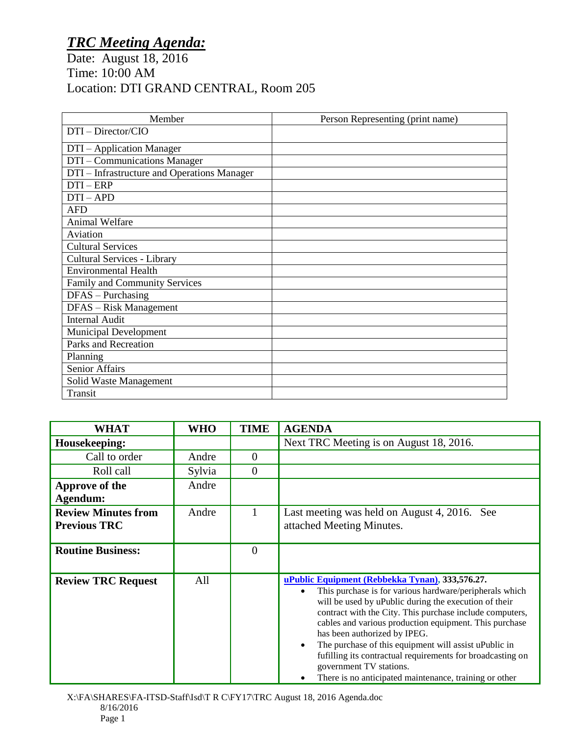# ***TRC Meeting Agenda:***

Date: August 18, 2016
Time: 10:00 AM
Location: DTI GRAND CENTRAL, Room 205

| Member | Person Representing (print name) |
|---|---|
| DTI – Director/CIO | |
| DTI – Application Manager | |
| DTI – Communications Manager | |
| DTI – Infrastructure and Operations Manager | |
| DTI – ERP | |
| DTI – APD | |
| AFD | |
| Animal Welfare | |
| Aviation | |
| Cultural Services | |
| Cultural Services - Library | |
| Environmental Health | |
| Family and Community Services | |
| DFAS – Purchasing | |
| DFAS – Risk Management | |
| Internal Audit | |
| Municipal Development | |
| Parks and Recreation | |
| Planning | |
| Senior Affairs | |
| Solid Waste Management | |
| Transit | |

| WHAT | WHO | TIME | AGENDA |
|---|---|---|---|
| **Housekeeping:** | | | Next TRC Meeting is on August 18, 2016. |
| Call to order | Andre | 0 | |
| Roll call | Sylvia | 0 | |
| **Approve of the Agendum:** | Andre | | |
| **Review Minutes from Previous TRC** | Andre | 1 | Last meeting was held on August 4, 2016. See attached Meeting Minutes. |
| **Routine Business:** | | 0 | |
| **Review TRC Request** | All | | **uPublic Equipment (Rebbekka Tynan), 333,576.27.**<br>• This purchase is for various hardware/peripherals which will be used by uPublic during the execution of their contract with the City. This purchase include computers, cables and various production equipment. This purchase has been authorized by IPEG.<br>• The purchase of this equipment will assist uPublic in fufilling its contractual requirements for broadcasting on government TV stations.<br>• There is no anticipated maintenance, training or other |

X:\FA\SHARES\FA-ITSD-Staff\Isd\T R C\FY17\TRC August 18, 2016 Agenda.doc
8/16/2016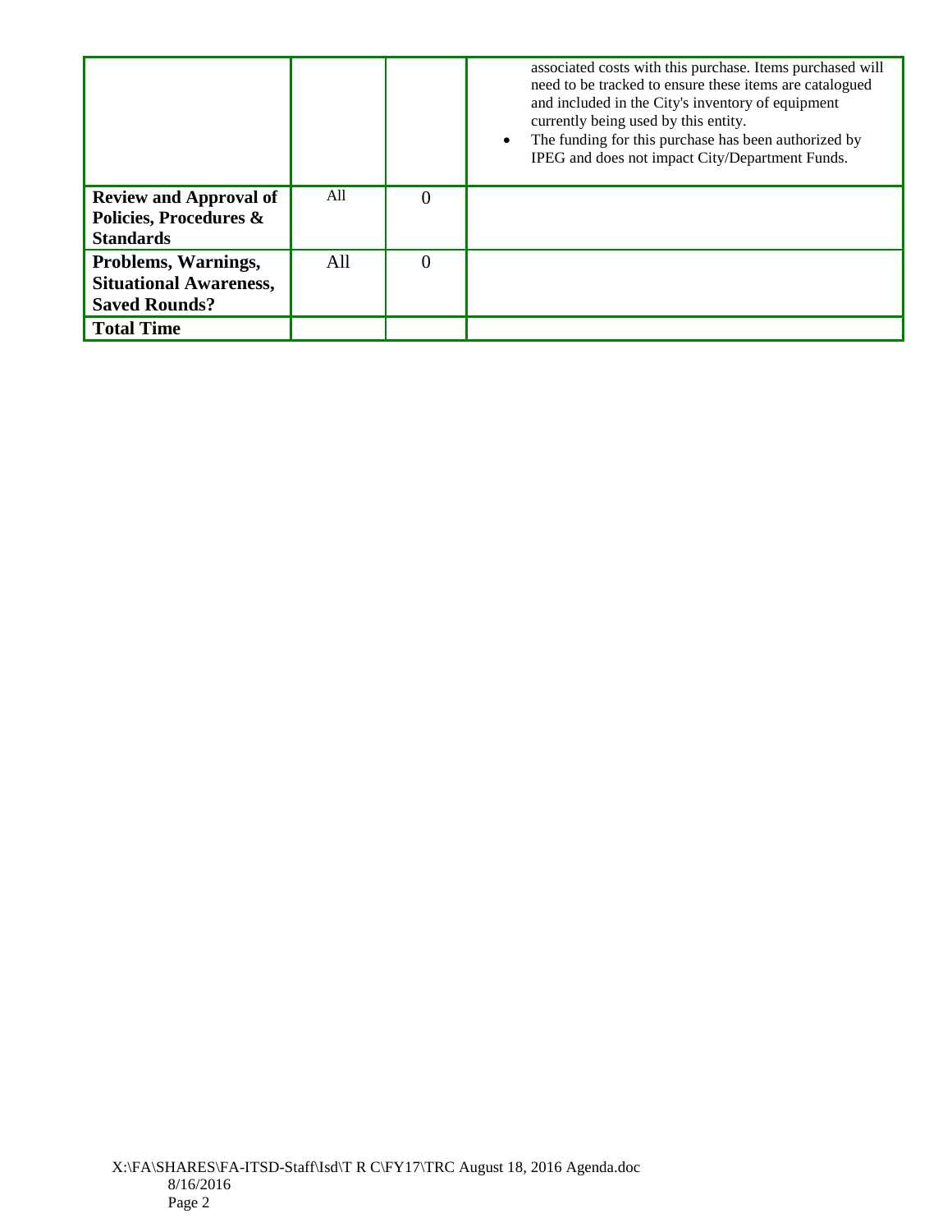| | | | |
|---|---|---|---|
| | | | associated costs with this purchase. Items purchased will need to be tracked to ensure these items are catalogued and included in the City's inventory of equipment currently being used by this entity.<br>• The funding for this purchase has been authorized by IPEG and does not impact City/Department Funds. |
| **Review and Approval of Policies, Procedures & Standards** | All | 0 | |
| **Problems, Warnings, Situational Awareness, Saved Rounds?** | All | 0 | |
| **Total Time** | | | |

X:\FA\SHARES\FA-ITSD-Staff\Isd\T R C\FY17\TRC August 18, 2016 Agenda.doc
8/16/2016